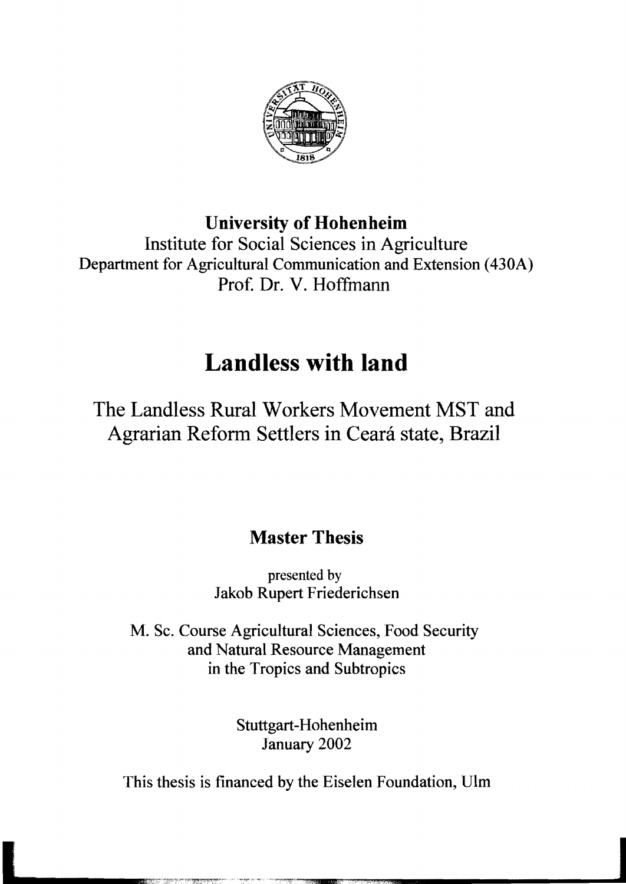**University of Hohenheim**

Institute for Social Sciences in Agriculture

Department for Agricultural Communication and Extension (430A)

Prof. Dr. V. Hoffmann

# Landless with land

## The Landless Rural Workers Movement MST and Agrarian Reform Settlers in Ceará state, Brazil

**Master Thesis**

presented by

Jakob Rupert Friederichsen

M. Sc. Course Agricultural Sciences, Food Security and Natural Resource Management in the Tropics and Subtropics

Stuttgart-Hohenheim

January 2002

This thesis is financed by the Eiselen Foundation, Ulm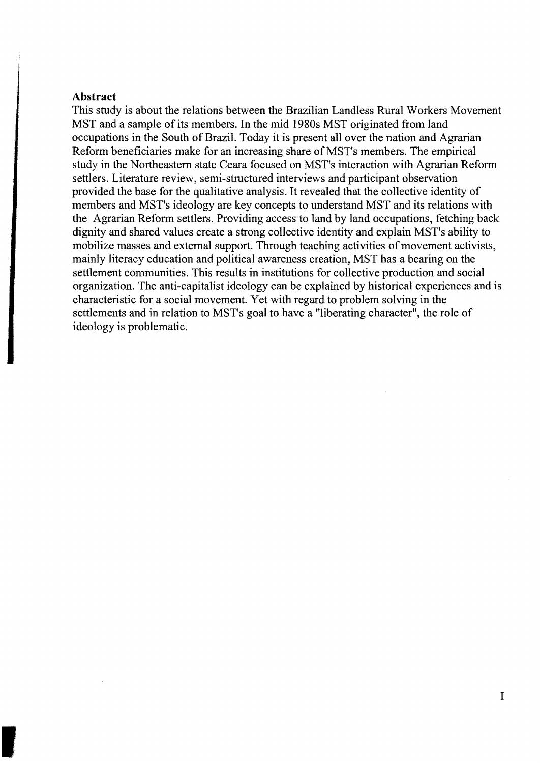## Abstract

This study is about the relations between the Brazilian Landless Rural Workers Movement MST and a sample of its members. In the mid 1980s MST originated from land occupations in the South of Brazil. Today it is present all over the nation and Agrarian Reform beneficiaries make for an increasing share of MST's members. The empirical study in the Northeastern state Ceara focused on MST's interaction with Agrarian Reform settlers. Literature review, semi-structured interviews and participant observation provided the base for the qualitative analysis. It revealed that the collective identity of members and MST's ideology are key concepts to understand MST and its relations with the Agrarian Reform settlers. Providing access to land by land occupations, fetching back dignity and shared values create a strong collective identity and explain MST's ability to mobilize masses and external support. Through teaching activities of movement activists, mainly literacy education and political awareness creation, MST has a bearing on the settlement communities. This results in institutions for collective production and social organization. The anti-capitalist ideology can be explained by historical experiences and is characteristic for a social movement. Yet with regard to problem solving in the settlements and in relation to MST's goal to have a "liberating character", the role of ideology is problematic.